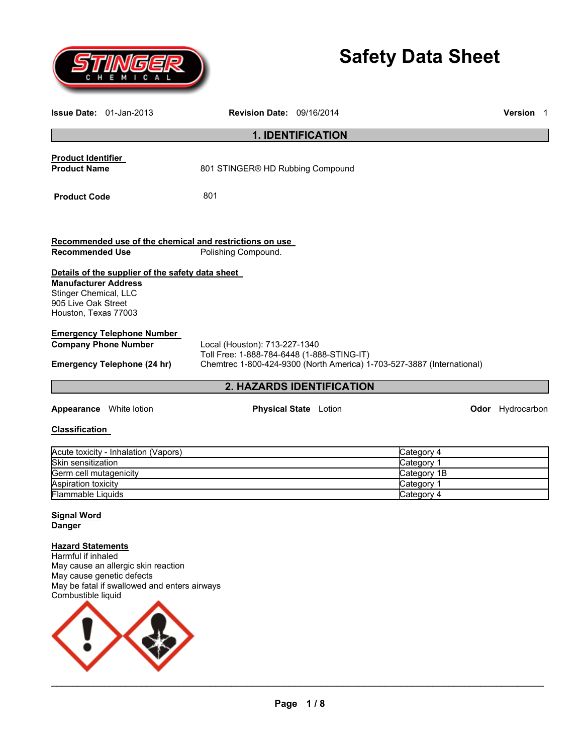# Safety Data Sheet

**Issue Date:** 01-Jan-2013 **Revision Date:** 09/16/2014 **Version** 1

## 1. IDENTIFICATION

**Product Identifier**

**Product Name** 801 STINGER® HD Rubbing Compound

**Product Code** 801

**Recommended use of the chemical and restrictions on use**

**Recommended Use** Polishing Compound.

**Details of the supplier of the safety data sheet**

**Manufacturer Address**
Stinger Chemical, LLC
905 Live Oak Street
Houston, Texas 77003

**Emergency Telephone Number**

**Company Phone Number** Local (Houston): 713-227-1340
Toll Free: 1-888-784-6448 (1-888-STING-IT)

**Emergency Telephone (24 hr)** Chemtrec 1-800-424-9300 (North America) 1-703-527-3887 (International)

## 2. HAZARDS IDENTIFICATION

**Appearance** White lotion **Physical State** Lotion **Odor** Hydrocarbon

**Classification**

| Hazard | Category |
|---|---|
| Acute toxicity - Inhalation (Vapors) | Category 4 |
| Skin sensitization | Category 1 |
| Germ cell mutagenicity | Category 1B |
| Aspiration toxicity | Category 1 |
| Flammable Liquids | Category 4 |

**Signal Word**
**Danger**

**Hazard Statements**
Harmful if inhaled
May cause an allergic skin reaction
May cause genetic defects
May be fatal if swallowed and enters airways
Combustible liquid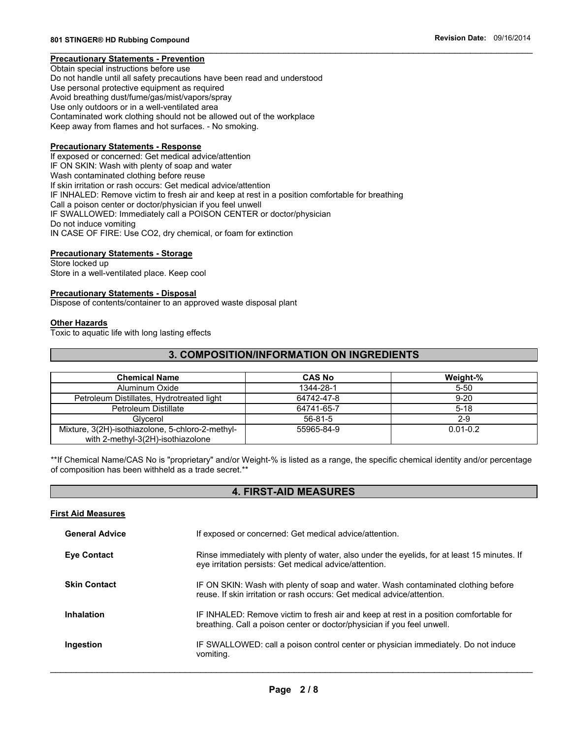**Precautionary Statements - Prevention**

Obtain special instructions before use
Do not handle until all safety precautions have been read and understood
Use personal protective equipment as required
Avoid breathing dust/fume/gas/mist/vapors/spray
Use only outdoors or in a well-ventilated area
Contaminated work clothing should not be allowed out of the workplace
Keep away from flames and hot surfaces. - No smoking.

**Precautionary Statements - Response**

If exposed or concerned: Get medical advice/attention
IF ON SKIN: Wash with plenty of soap and water
Wash contaminated clothing before reuse
If skin irritation or rash occurs: Get medical advice/attention
IF INHALED: Remove victim to fresh air and keep at rest in a position comfortable for breathing
Call a poison center or doctor/physician if you feel unwell
IF SWALLOWED: Immediately call a POISON CENTER or doctor/physician
Do not induce vomiting
IN CASE OF FIRE: Use CO2, dry chemical, or foam for extinction

**Precautionary Statements - Storage**

Store locked up
Store in a well-ventilated place. Keep cool

**Precautionary Statements - Disposal**

Dispose of contents/container to an approved waste disposal plant

**Other Hazards**

Toxic to aquatic life with long lasting effects

## 3. COMPOSITION/INFORMATION ON INGREDIENTS

| Chemical Name | CAS No | Weight-% |
|---|---|---|
| Aluminum Oxide | 1344-28-1 | 5-50 |
| Petroleum Distillates, Hydrotreated light | 64742-47-8 | 9-20 |
| Petroleum Distillate | 64741-65-7 | 5-18 |
| Glycerol | 56-81-5 | 2-9 |
| Mixture, 3(2H)-isothiazolone, 5-chloro-2-methyl- with 2-methyl-3(2H)-isothiazolone | 55965-84-9 | 0.01-0.2 |

**If Chemical Name/CAS No is "proprietary" and/or Weight-% is listed as a range, the specific chemical identity and/or percentage of composition has been withheld as a trade secret.**

## 4. FIRST-AID MEASURES

**First Aid Measures**

**General Advice** — If exposed or concerned: Get medical advice/attention.

**Eye Contact** — Rinse immediately with plenty of water, also under the eyelids, for at least 15 minutes. If eye irritation persists: Get medical advice/attention.

**Skin Contact** — IF ON SKIN: Wash with plenty of soap and water. Wash contaminated clothing before reuse. If skin irritation or rash occurs: Get medical advice/attention.

**Inhalation** — IF INHALED: Remove victim to fresh air and keep at rest in a position comfortable for breathing. Call a poison center or doctor/physician if you feel unwell.

**Ingestion** — IF SWALLOWED: call a poison control center or physician immediately. Do not induce vomiting.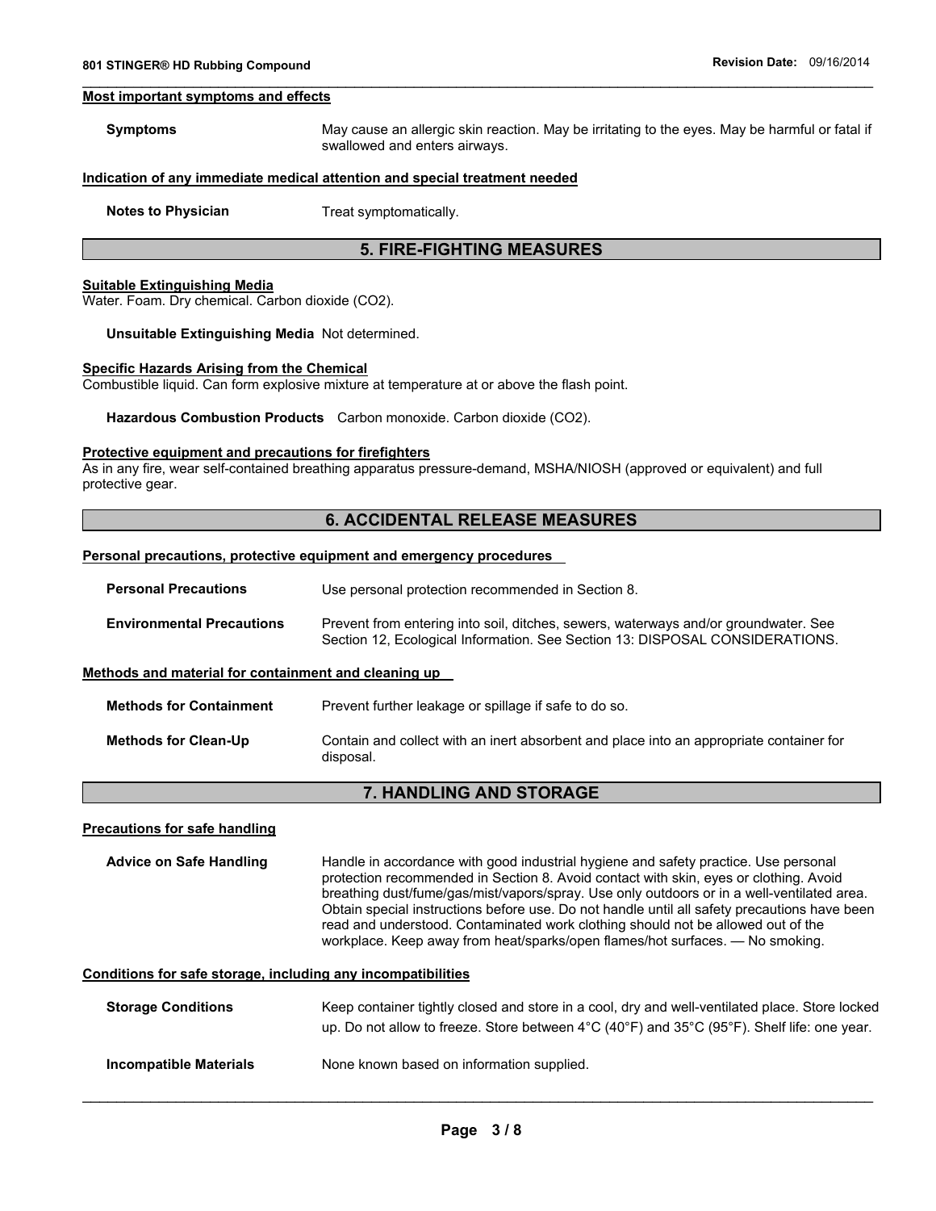**Most important symptoms and effects**

**Symptoms** May cause an allergic skin reaction. May be irritating to the eyes. May be harmful or fatal if swallowed and enters airways.

**Indication of any immediate medical attention and special treatment needed**

**Notes to Physician** Treat symptomatically.

## 5. FIRE-FIGHTING MEASURES

**Suitable Extinguishing Media**

Water. Foam. Dry chemical. Carbon dioxide ($CO_2$).

**Unsuitable Extinguishing Media** Not determined.

**Specific Hazards Arising from the Chemical**

Combustible liquid. Can form explosive mixture at temperature at or above the flash point.

**Hazardous Combustion Products** Carbon monoxide. Carbon dioxide ($CO_2$).

**Protective equipment and precautions for firefighters**

As in any fire, wear self-contained breathing apparatus pressure-demand, MSHA/NIOSH (approved or equivalent) and full protective gear.

## 6. ACCIDENTAL RELEASE MEASURES

**Personal precautions, protective equipment and emergency procedures**

**Personal Precautions** Use personal protection recommended in Section 8.

**Environmental Precautions** Prevent from entering into soil, ditches, sewers, waterways and/or groundwater. See Section 12, Ecological Information. See Section 13: DISPOSAL CONSIDERATIONS.

**Methods and material for containment and cleaning up**

**Methods for Containment** Prevent further leakage or spillage if safe to do so.

**Methods for Clean-Up** Contain and collect with an inert absorbent and place into an appropriate container for disposal.

## 7. HANDLING AND STORAGE

**Precautions for safe handling**

**Advice on Safe Handling** Handle in accordance with good industrial hygiene and safety practice. Use personal protection recommended in Section 8. Avoid contact with skin, eyes or clothing. Avoid breathing dust/fume/gas/mist/vapors/spray. Use only outdoors or in a well-ventilated area. Obtain special instructions before use. Do not handle until all safety precautions have been read and understood. Contaminated work clothing should not be allowed out of the workplace. Keep away from heat/sparks/open flames/hot surfaces. — No smoking.

**Conditions for safe storage, including any incompatibilities**

**Storage Conditions** Keep container tightly closed and store in a cool, dry and well-ventilated place. Store locked up. Do not allow to freeze. Store between 4°C (40°F) and 35°C (95°F). Shelf life: one year.

**Incompatible Materials** None known based on information supplied.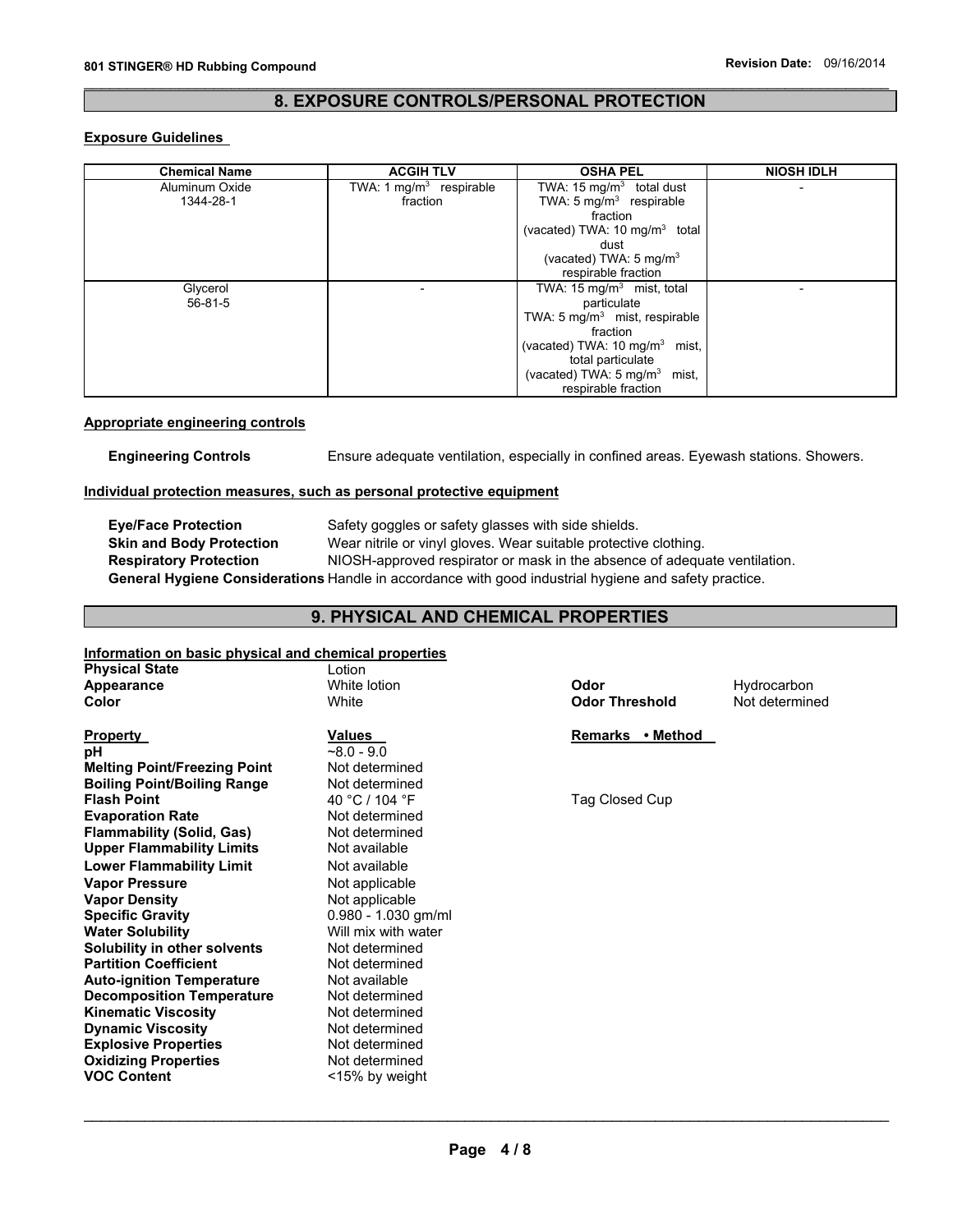## 8. EXPOSURE CONTROLS/PERSONAL PROTECTION

**Exposure Guidelines**

| Chemical Name | ACGIH TLV | OSHA PEL | NIOSH IDLH |
|---|---|---|---|
| Aluminum Oxide 1344-28-1 | TWA: 1 mg/m$^3$ respirable fraction | TWA: 15 mg/m$^3$ total dust TWA: 5 mg/m$^3$ respirable fraction (vacated) TWA: 10 mg/m$^3$ total dust (vacated) TWA: 5 mg/m$^3$ respirable fraction | - |
| Glycerol 56-81-5 | - | TWA: 15 mg/m$^3$ mist, total particulate TWA: 5 mg/m$^3$ mist, respirable fraction (vacated) TWA: 10 mg/m$^3$ mist, total particulate (vacated) TWA: 5 mg/m$^3$ mist, respirable fraction | - |

**Appropriate engineering controls**

**Engineering Controls** Ensure adequate ventilation, especially in confined areas. Eyewash stations. Showers.

**Individual protection measures, such as personal protective equipment**

**Eye/Face Protection** Safety goggles or safety glasses with side shields.
**Skin and Body Protection** Wear nitrile or vinyl gloves. Wear suitable protective clothing.
**Respiratory Protection** NIOSH-approved respirator or mask in the absence of adequate ventilation.
**General Hygiene Considerations** Handle in accordance with good industrial hygiene and safety practice.

## 9. PHYSICAL AND CHEMICAL PROPERTIES

**Information on basic physical and chemical properties**

**Physical State** Lotion
**Appearance** White lotion
**Color** White
**Odor** Hydrocarbon
**Odor Threshold** Not determined

| Property | Values | Remarks • Method |
|---|---|---|
| pH | ~8.0 - 9.0 | |
| Melting Point/Freezing Point | Not determined | |
| Boiling Point/Boiling Range | Not determined | |
| Flash Point | 40 °C / 104 °F | Tag Closed Cup |
| Evaporation Rate | Not determined | |
| Flammability (Solid, Gas) | Not determined | |
| Upper Flammability Limits | Not available | |
| Lower Flammability Limit | Not available | |
| Vapor Pressure | Not applicable | |
| Vapor Density | Not applicable | |
| Specific Gravity | 0.980 - 1.030 gm/ml | |
| Water Solubility | Will mix with water | |
| Solubility in other solvents | Not determined | |
| Partition Coefficient | Not determined | |
| Auto-ignition Temperature | Not available | |
| Decomposition Temperature | Not determined | |
| Kinematic Viscosity | Not determined | |
| Dynamic Viscosity | Not determined | |
| Explosive Properties | Not determined | |
| Oxidizing Properties | Not determined | |
| VOC Content | <15% by weight | |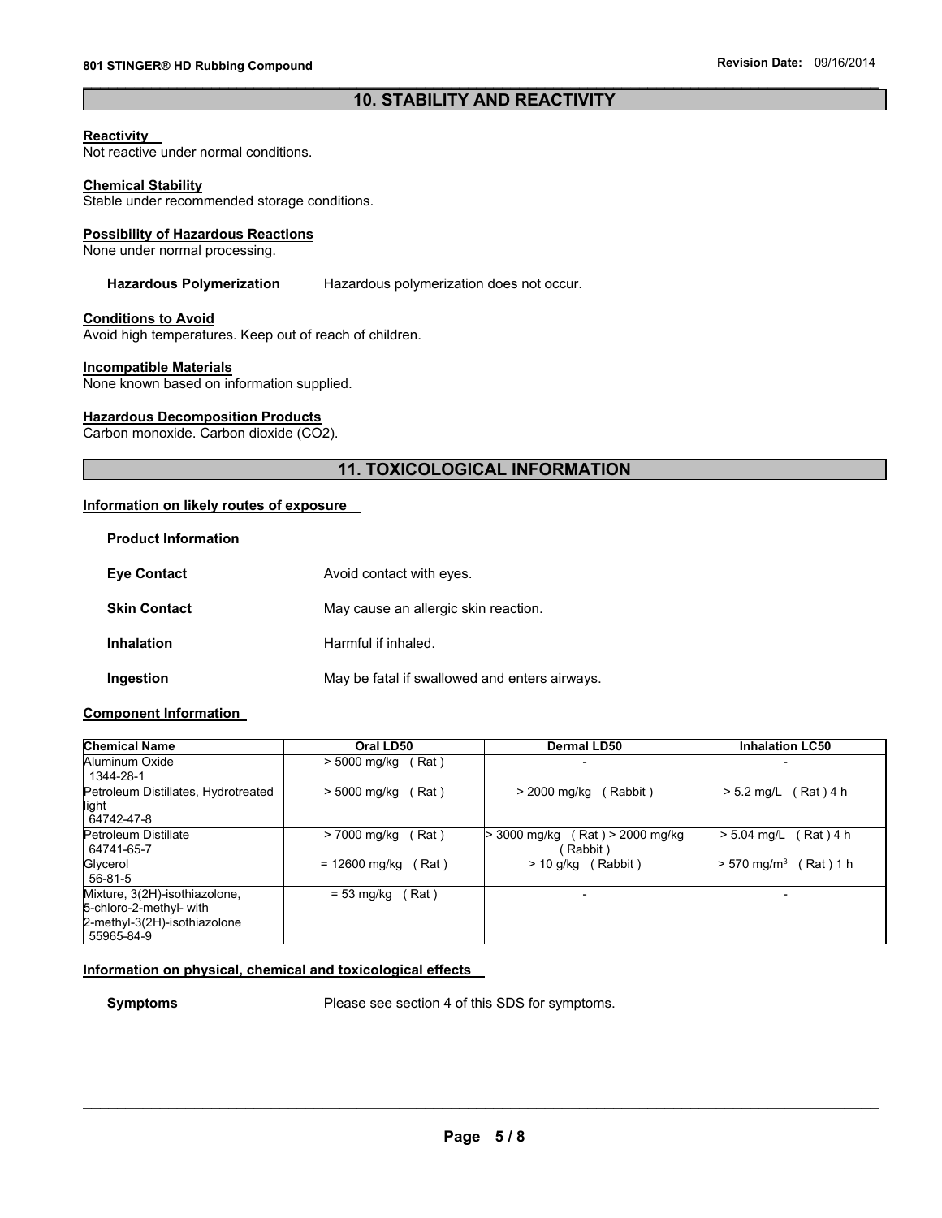## 10. STABILITY AND REACTIVITY

**Reactivity**
Not reactive under normal conditions.

**Chemical Stability**
Stable under recommended storage conditions.

**Possibility of Hazardous Reactions**
None under normal processing.

**Hazardous Polymerization** Hazardous polymerization does not occur.

**Conditions to Avoid**
Avoid high temperatures. Keep out of reach of children.

**Incompatible Materials**
None known based on information supplied.

**Hazardous Decomposition Products**
Carbon monoxide. Carbon dioxide ($CO_2$).

## 11. TOXICOLOGICAL INFORMATION

**Information on likely routes of exposure**

**Product Information**

**Eye Contact** Avoid contact with eyes.

**Skin Contact** May cause an allergic skin reaction.

**Inhalation** Harmful if inhaled.

**Ingestion** May be fatal if swallowed and enters airways.

**Component Information**

| Chemical Name | Oral LD50 | Dermal LD50 | Inhalation LC50 |
|---|---|---|---|
| Aluminum Oxide<br>1344-28-1 | > 5000 mg/kg ( Rat ) | - | - |
| Petroleum Distillates, Hydrotreated light<br>64742-47-8 | > 5000 mg/kg ( Rat ) | > 2000 mg/kg ( Rabbit ) | > 5.2 mg/L ( Rat ) 4 h |
| Petroleum Distillate<br>64741-65-7 | > 7000 mg/kg ( Rat ) | > 3000 mg/kg ( Rat ) > 2000 mg/kg ( Rabbit ) | > 5.04 mg/L ( Rat ) 4 h |
| Glycerol<br>56-81-5 | = 12600 mg/kg ( Rat ) | > 10 g/kg ( Rabbit ) | > 570 mg/m$^3$ ( Rat ) 1 h |
| Mixture, 3(2H)-isothiazolone, 5-chloro-2-methyl- with 2-methyl-3(2H)-isothiazolone<br>55965-84-9 | = 53 mg/kg ( Rat ) | - | - |

**Information on physical, chemical and toxicological effects**

**Symptoms** Please see section 4 of this SDS for symptoms.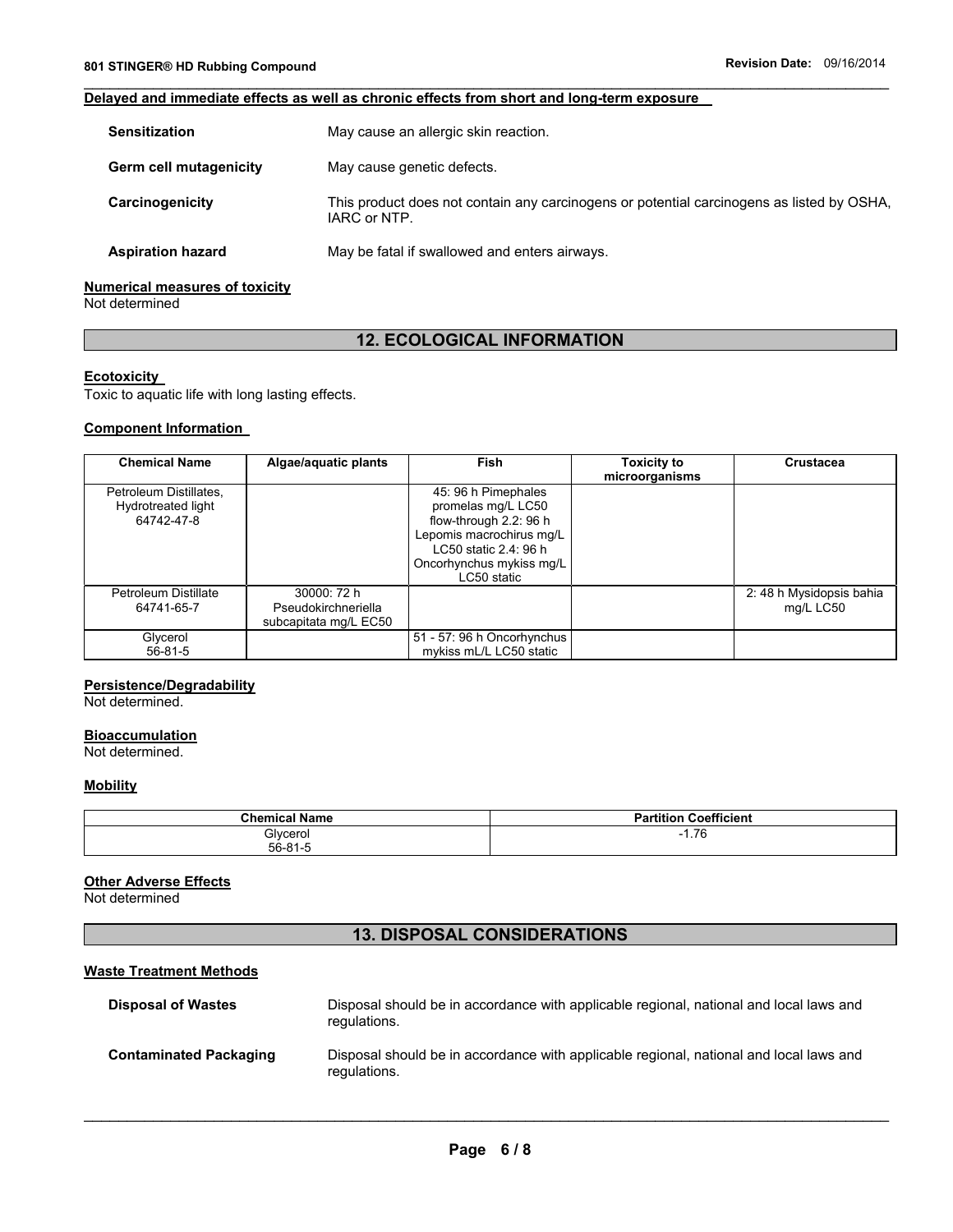**Delayed and immediate effects as well as chronic effects from short and long-term exposure**

**Sensitization** May cause an allergic skin reaction.

**Germ cell mutagenicity** May cause genetic defects.

**Carcinogenicity** This product does not contain any carcinogens or potential carcinogens as listed by OSHA, IARC or NTP.

**Aspiration hazard** May be fatal if swallowed and enters airways.

**Numerical measures of toxicity**
Not determined

## 12. ECOLOGICAL INFORMATION

**Ecotoxicity**
Toxic to aquatic life with long lasting effects.

**Component Information**

| Chemical Name | Algae/aquatic plants | Fish | Toxicity to microorganisms | Crustacea |
|---|---|---|---|---|
| Petroleum Distillates, Hydrotreated light 64742-47-8 | | 45: 96 h Pimephales promelas mg/L LC50 flow-through 2.2: 96 h Lepomis macrochirus mg/L LC50 static 2.4: 96 h Oncorhynchus mykiss mg/L LC50 static | | |
| Petroleum Distillate 64741-65-7 | 30000: 72 h Pseudokirchneriella subcapitata mg/L EC50 | | | 2: 48 h Mysidopsis bahia mg/L LC50 |
| Glycerol 56-81-5 | | 51 - 57: 96 h Oncorhynchus mykiss mL/L LC50 static | | |

**Persistence/Degradability**
Not determined.

**Bioaccumulation**
Not determined.

**Mobility**

| Chemical Name | Partition Coefficient |
|---|---|
| Glycerol 56-81-5 | -1.76 |

**Other Adverse Effects**
Not determined

## 13. DISPOSAL CONSIDERATIONS

**Waste Treatment Methods**

**Disposal of Wastes** Disposal should be in accordance with applicable regional, national and local laws and regulations.

**Contaminated Packaging** Disposal should be in accordance with applicable regional, national and local laws and regulations.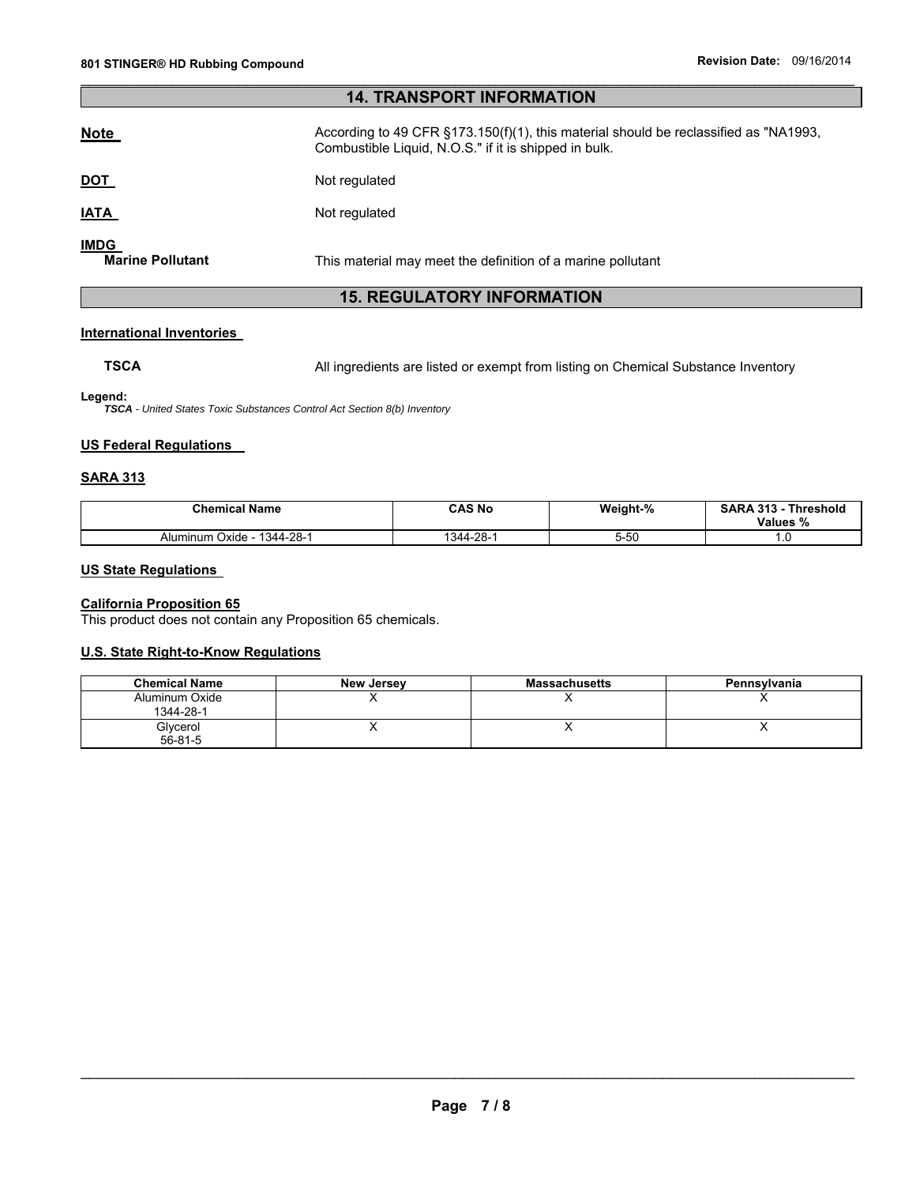## 14. TRANSPORT INFORMATION

**Note** According to 49 CFR §173.150(f)(1), this material should be reclassified as "NA1993, Combustible Liquid, N.O.S." if it is shipped in bulk.

**DOT** Not regulated

**IATA** Not regulated

**IMDG**

**Marine Pollutant** This material may meet the definition of a marine pollutant

## 15. REGULATORY INFORMATION

### International Inventories

**TSCA** All ingredients are listed or exempt from listing on Chemical Substance Inventory

**Legend:**

***TSCA*** *- United States Toxic Substances Control Act Section 8(b) Inventory*

### US Federal Regulations

#### SARA 313

| Chemical Name | CAS No | Weight-% | SARA 313 - Threshold Values % |
|---|---|---|---|
| Aluminum Oxide - 1344-28-1 | 1344-28-1 | 5-50 | 1.0 |

### US State Regulations

#### California Proposition 65

This product does not contain any Proposition 65 chemicals.

#### U.S. State Right-to-Know Regulations

| Chemical Name | New Jersey | Massachusetts | Pennsylvania |
|---|---|---|---|
| Aluminum Oxide 1344-28-1 | X | X | X |
| Glycerol 56-81-5 | X | X | X |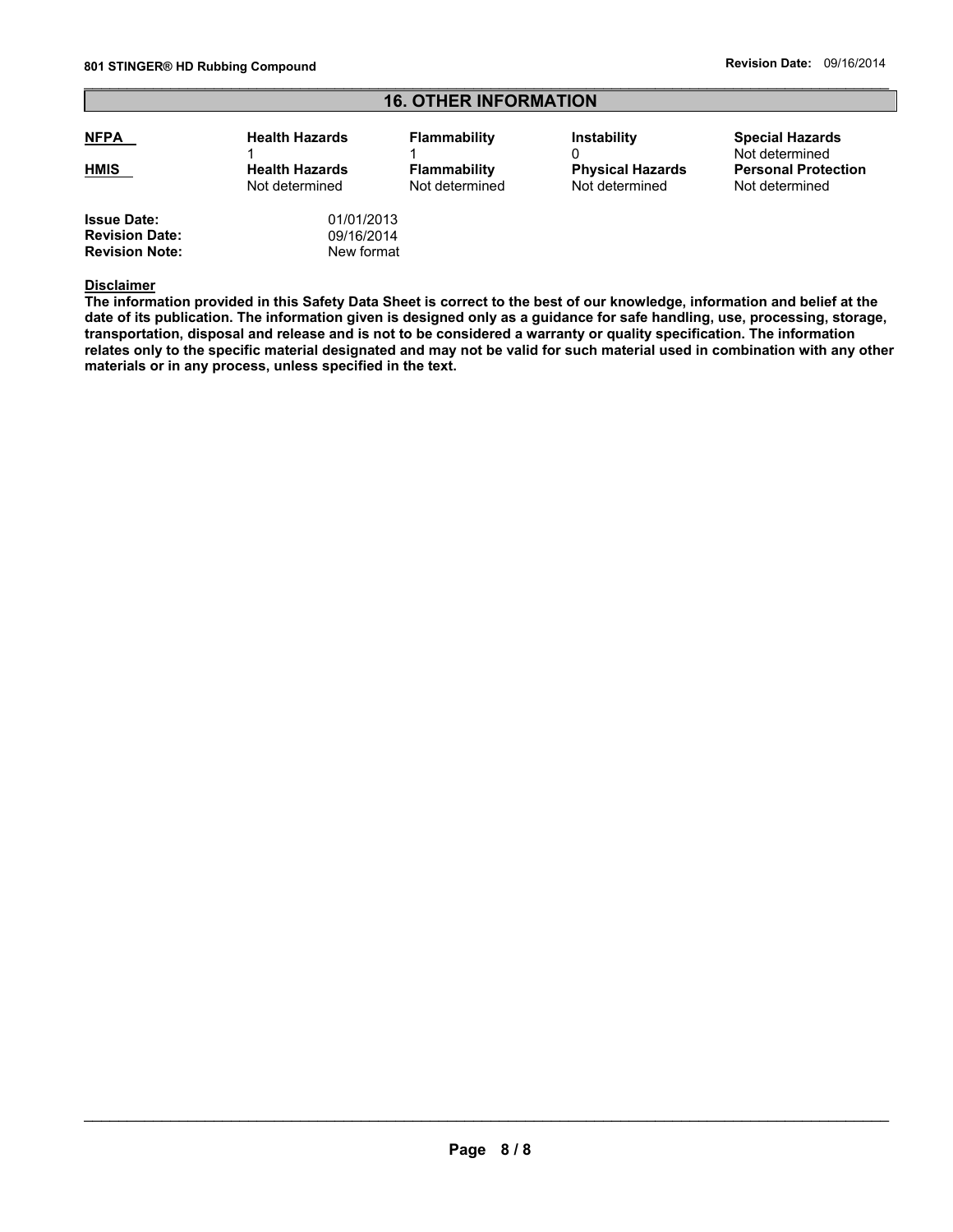## 16. OTHER INFORMATION

| | | | | |
|---|---|---|---|---|
| **NFPA** | **Health Hazards** 1 | **Flammability** 1 | **Instability** 0 | **Special Hazards** Not determined |
| **HMIS** | **Health Hazards** Not determined | **Flammability** Not determined | **Physical Hazards** Not determined | **Personal Protection** Not determined |

**Issue Date:** 01/01/2013
**Revision Date:** 09/16/2014
**Revision Note:** New format

**Disclaimer**

**The information provided in this Safety Data Sheet is correct to the best of our knowledge, information and belief at the date of its publication. The information given is designed only as a guidance for safe handling, use, processing, storage, transportation, disposal and release and is not to be considered a warranty or quality specification. The information relates only to the specific material designated and may not be valid for such material used in combination with any other materials or in any process, unless specified in the text.**